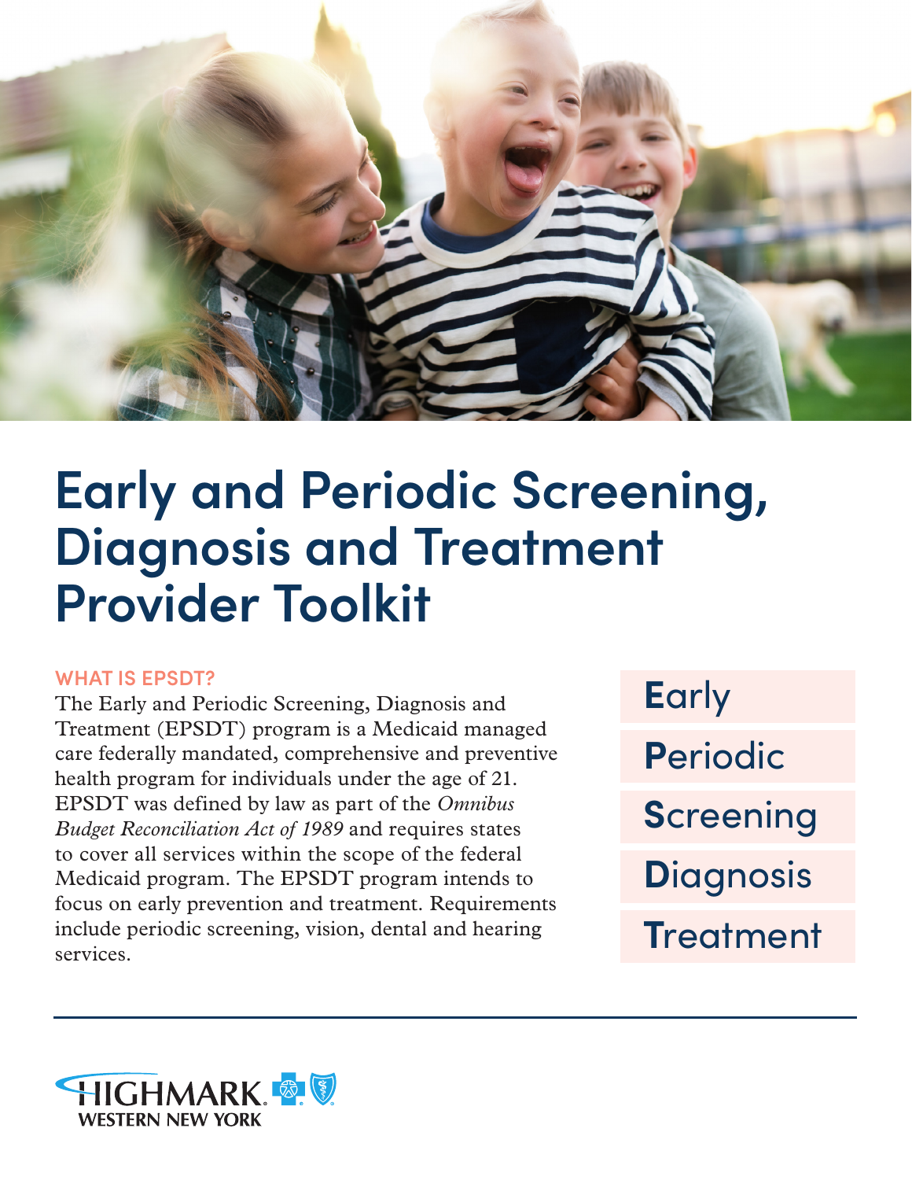# Early and Periodic Screening, Diagnosis and Treatment Provider Toolkit

## WHAT IS EPSDT?

The Early and Periodic Screening, Diagnosis and Treatment (EPSDT) program is a Medicaid managed care federally mandated, comprehensive and preventive health program for individuals under the age of 21. EPSDT was defined by law as part of the *Omnibus Budget Reconciliation Act of 1989* and requires states to cover all services within the scope of the federal Medicaid program. The EPSDT program intends to focus on early prevention and treatment. Requirements include periodic screening, vision, dental and hearing services.

**E**arly

**P**eriodic

**S**creening

**D**iagnosis

**T**reatment

HIGHMARK WESTERN NEW YORK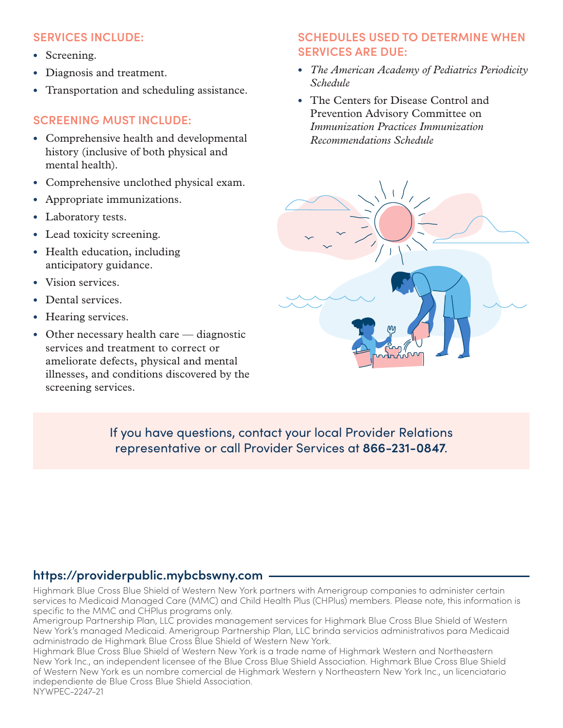## SERVICES INCLUDE:

- Screening.
- Diagnosis and treatment.
- Transportation and scheduling assistance.

## SCREENING MUST INCLUDE:

- Comprehensive health and developmental history (inclusive of both physical and mental health).
- Comprehensive unclothed physical exam.
- Appropriate immunizations.
- Laboratory tests.
- Lead toxicity screening.
- Health education, including anticipatory guidance.
- Vision services.
- Dental services.
- Hearing services.
- Other necessary health care — diagnostic services and treatment to correct or ameliorate defects, physical and mental illnesses, and conditions discovered by the screening services.

## SCHEDULES USED TO DETERMINE WHEN SERVICES ARE DUE:

- *The American Academy of Pediatrics Periodicity Schedule*
- The Centers for Disease Control and Prevention Advisory Committee on *Immunization Practices Immunization Recommendations Schedule*

If you have questions, contact your local Provider Relations representative or call Provider Services at **866-231-0847**.

**https://providerpublic.mybcbswny.com**

Highmark Blue Cross Blue Shield of Western New York partners with Amerigroup companies to administer certain services to Medicaid Managed Care (MMC) and Child Health Plus (CHPlus) members. Please note, this information is specific to the MMC and CHPlus programs only.

Amerigroup Partnership Plan, LLC provides management services for Highmark Blue Cross Blue Shield of Western New York's managed Medicaid. Amerigroup Partnership Plan, LLC brinda servicios administrativos para Medicaid administrado de Highmark Blue Cross Blue Shield of Western New York.

Highmark Blue Cross Blue Shield of Western New York is a trade name of Highmark Western and Northeastern New York Inc., an independent licensee of the Blue Cross Blue Shield Association. Highmark Blue Cross Blue Shield of Western New York es un nombre comercial de Highmark Western y Northeastern New York Inc., un licenciatario independiente de Blue Cross Blue Shield Association.

NYWPEC-2247-21